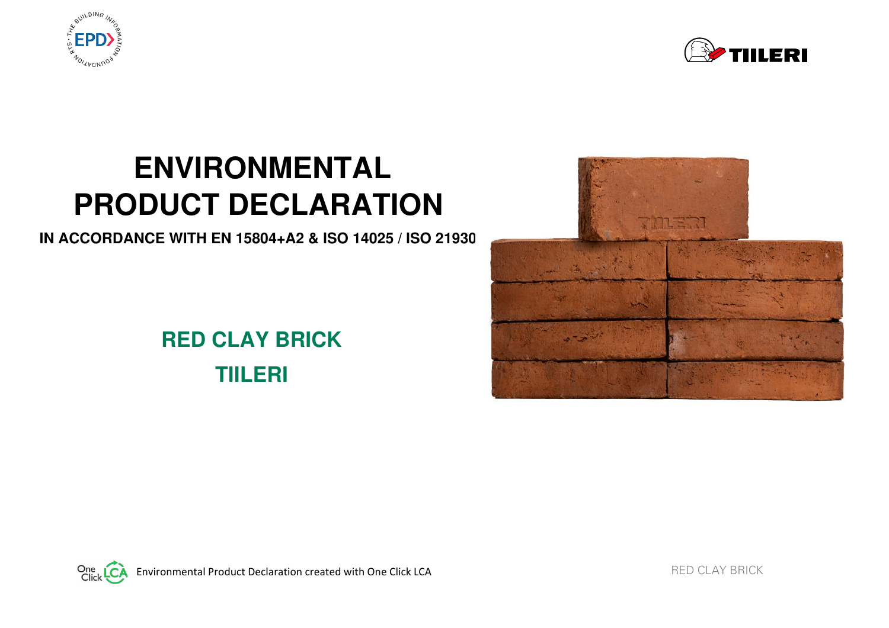# ENVIRONMENTAL PRODUCT DECLARATION

**IN ACCORDANCE WITH EN 15804+A2 & ISO 14025 / ISO 21930**

## RED CLAY BRICK

## TIILERI

Environmental Product Declaration created with One Click LCA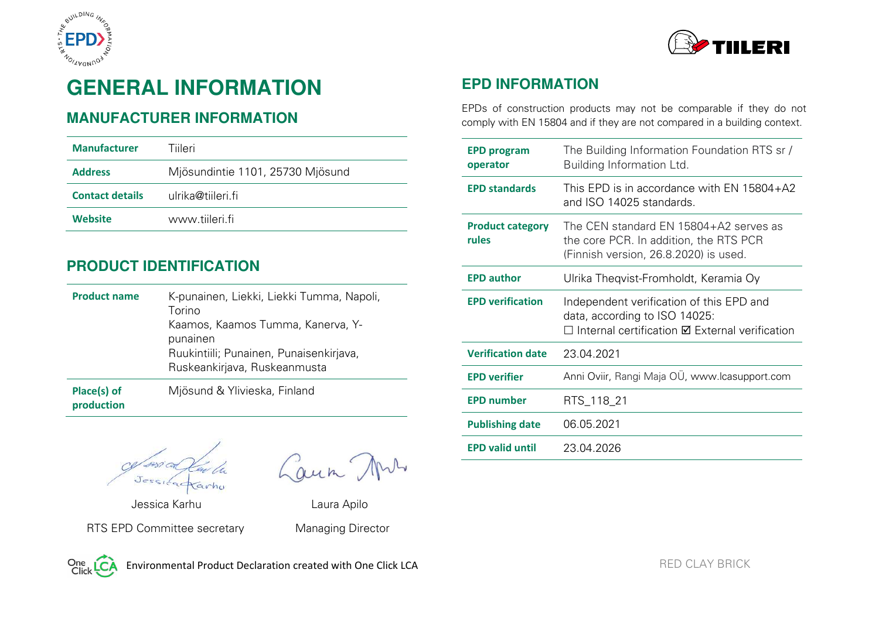# GENERAL INFORMATION

## MANUFACTURER INFORMATION

| | |
|---|---|
| **Manufacturer** | Tiileri |
| **Address** | Mjösundintie 1101, 25730 Mjösund |
| **Contact details** | ulrika@tiileri.fi |
| **Website** | www.tiileri.fi |

## PRODUCT IDENTIFICATION

| | |
|---|---|
| **Product name** | K-punainen, Liekki, Liekki Tumma, Napoli, Torino<br>Kaamos, Kaamos Tumma, Kanerva, Y-punainen<br>Ruukintiili; Punainen, Punaisenkirjava, Ruskeankirjava, Ruskeanmusta |
| **Place(s) of production** | Mjösund & Ylivieska, Finland |

Jessica Karhu — RTS EPD Committee secretary

Laura Apilo — Managing Director

## EPD INFORMATION

EPDs of construction products may not be comparable if they do not comply with EN 15804 and if they are not compared in a building context.

| | |
|---|---|
| **EPD program operator** | The Building Information Foundation RTS sr / Building Information Ltd. |
| **EPD standards** | This EPD is in accordance with EN 15804+A2 and ISO 14025 standards. |
| **Product category rules** | The CEN standard EN 15804+A2 serves as the core PCR. In addition, the RTS PCR (Finnish version, 26.8.2020) is used. |
| **EPD author** | Ulrika Theqvist-Fromholdt, Keramia Oy |
| **EPD verification** | Independent verification of this EPD and data, according to ISO 14025:<br>☐ Internal certification ☑ External verification |
| **Verification date** | 23.04.2021 |
| **EPD verifier** | Anni Oviir, Rangi Maja OÜ, www.lcasupport.com |
| **EPD number** | RTS_118_21 |
| **Publishing date** | 06.05.2021 |
| **EPD valid until** | 23.04.2026 |

Environmental Product Declaration created with One Click LCA

RED CLAY BRICK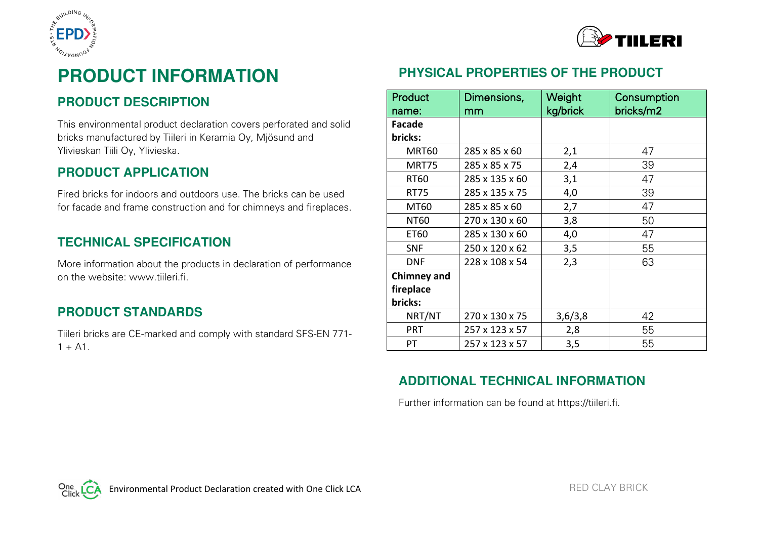# PRODUCT INFORMATION

## PRODUCT DESCRIPTION

This environmental product declaration covers perforated and solid bricks manufactured by Tiileri in Keramia Oy, Mjösund and Ylivieskan Tiili Oy, Ylivieska.

## PRODUCT APPLICATION

Fired bricks for indoors and outdoors use. The bricks can be used for facade and frame construction and for chimneys and fireplaces.

## TECHNICAL SPECIFICATION

More information about the products in declaration of performance on the website: www.tiileri.fi.

## PRODUCT STANDARDS

Tiileri bricks are CE-marked and comply with standard SFS-EN 771-1 + A1.

## PHYSICAL PROPERTIES OF THE PRODUCT

| Product name: | Dimensions, mm | Weight kg/brick | Consumption bricks/m2 |
|---|---|---|---|
| **Facade bricks:** | | | |
| MRT60 | 285 x 85 x 60 | 2,1 | 47 |
| MRT75 | 285 x 85 x 75 | 2,4 | 39 |
| RT60 | 285 x 135 x 60 | 3,1 | 47 |
| RT75 | 285 x 135 x 75 | 4,0 | 39 |
| MT60 | 285 x 85 x 60 | 2,7 | 47 |
| NT60 | 270 x 130 x 60 | 3,8 | 50 |
| ET60 | 285 x 130 x 60 | 4,0 | 47 |
| SNF | 250 x 120 x 62 | 3,5 | 55 |
| DNF | 228 x 108 x 54 | 2,3 | 63 |
| **Chimney and fireplace bricks:** | | | |
| NRT/NT | 270 x 130 x 75 | 3,6/3,8 | 42 |
| PRT | 257 x 123 x 57 | 2,8 | 55 |
| PT | 257 x 123 x 57 | 3,5 | 55 |

## ADDITIONAL TECHNICAL INFORMATION

Further information can be found at https://tiileri.fi.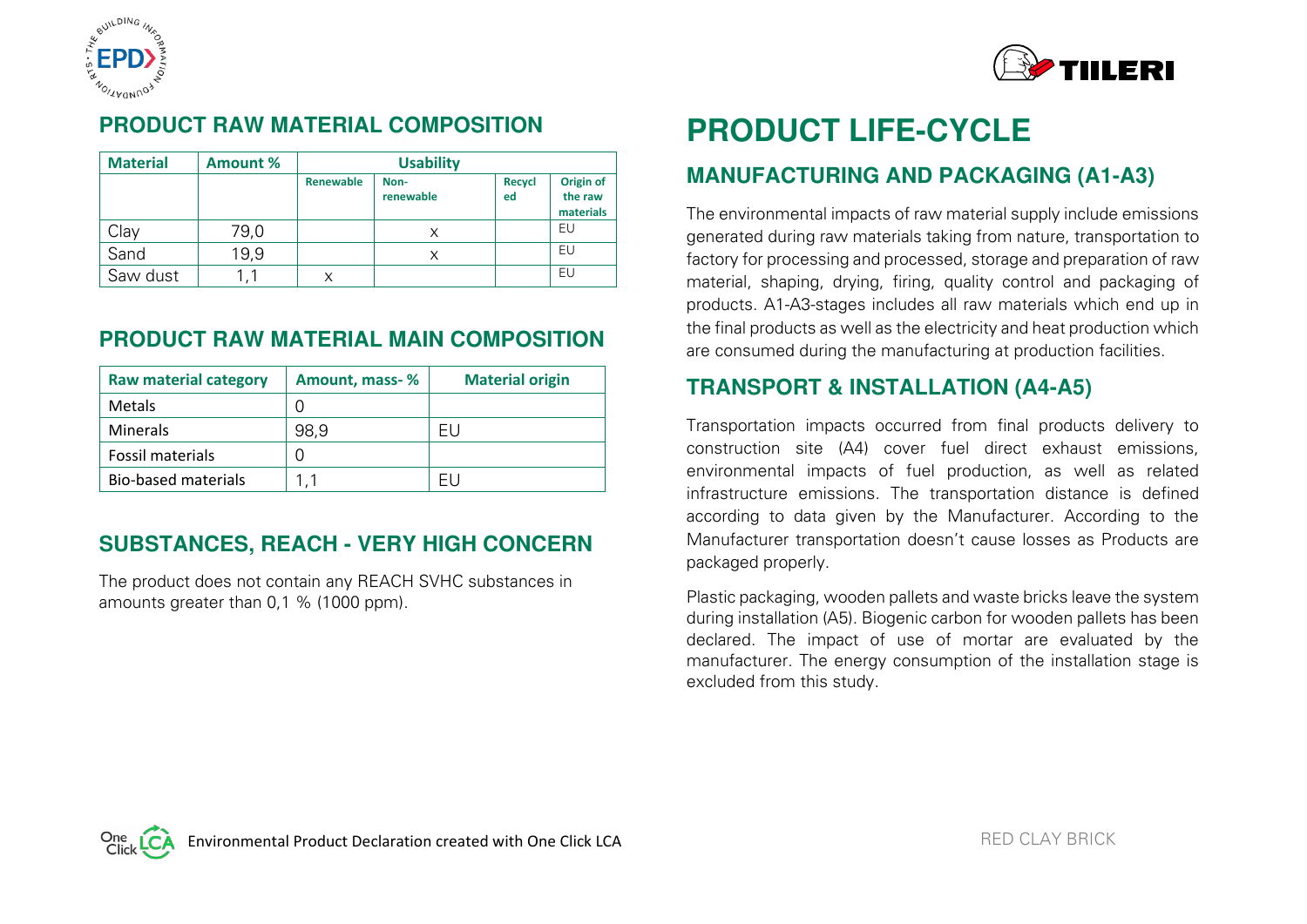## PRODUCT RAW MATERIAL COMPOSITION

| Material | Amount % | Usability | | | |
|---|---|---|---|---|---|
| | | Renewable | Non-renewable | Recycled | Origin of the raw materials |
| Clay | 79,0 | | x | | EU |
| Sand | 19,9 | | x | | EU |
| Saw dust | 1,1 | x | | | EU |

## PRODUCT RAW MATERIAL MAIN COMPOSITION

| Raw material category | Amount, mass- % | Material origin |
|---|---|---|
| Metals | 0 | |
| Minerals | 98,9 | EU |
| Fossil materials | 0 | |
| Bio-based materials | 1,1 | EU |

## SUBSTANCES, REACH - VERY HIGH CONCERN

The product does not contain any REACH SVHC substances in amounts greater than 0,1 % (1000 ppm).

# PRODUCT LIFE-CYCLE

## MANUFACTURING AND PACKAGING (A1-A3)

The environmental impacts of raw material supply include emissions generated during raw materials taking from nature, transportation to factory for processing and processed, storage and preparation of raw material, shaping, drying, firing, quality control and packaging of products. A1-A3-stages includes all raw materials which end up in the final products as well as the electricity and heat production which are consumed during the manufacturing at production facilities.

## TRANSPORT & INSTALLATION (A4-A5)

Transportation impacts occurred from final products delivery to construction site (A4) cover fuel direct exhaust emissions, environmental impacts of fuel production, as well as related infrastructure emissions. The transportation distance is defined according to data given by the Manufacturer. According to the Manufacturer transportation doesn't cause losses as Products are packaged properly.

Plastic packaging, wooden pallets and waste bricks leave the system during installation (A5). Biogenic carbon for wooden pallets has been declared. The impact of use of mortar are evaluated by the manufacturer. The energy consumption of the installation stage is excluded from this study.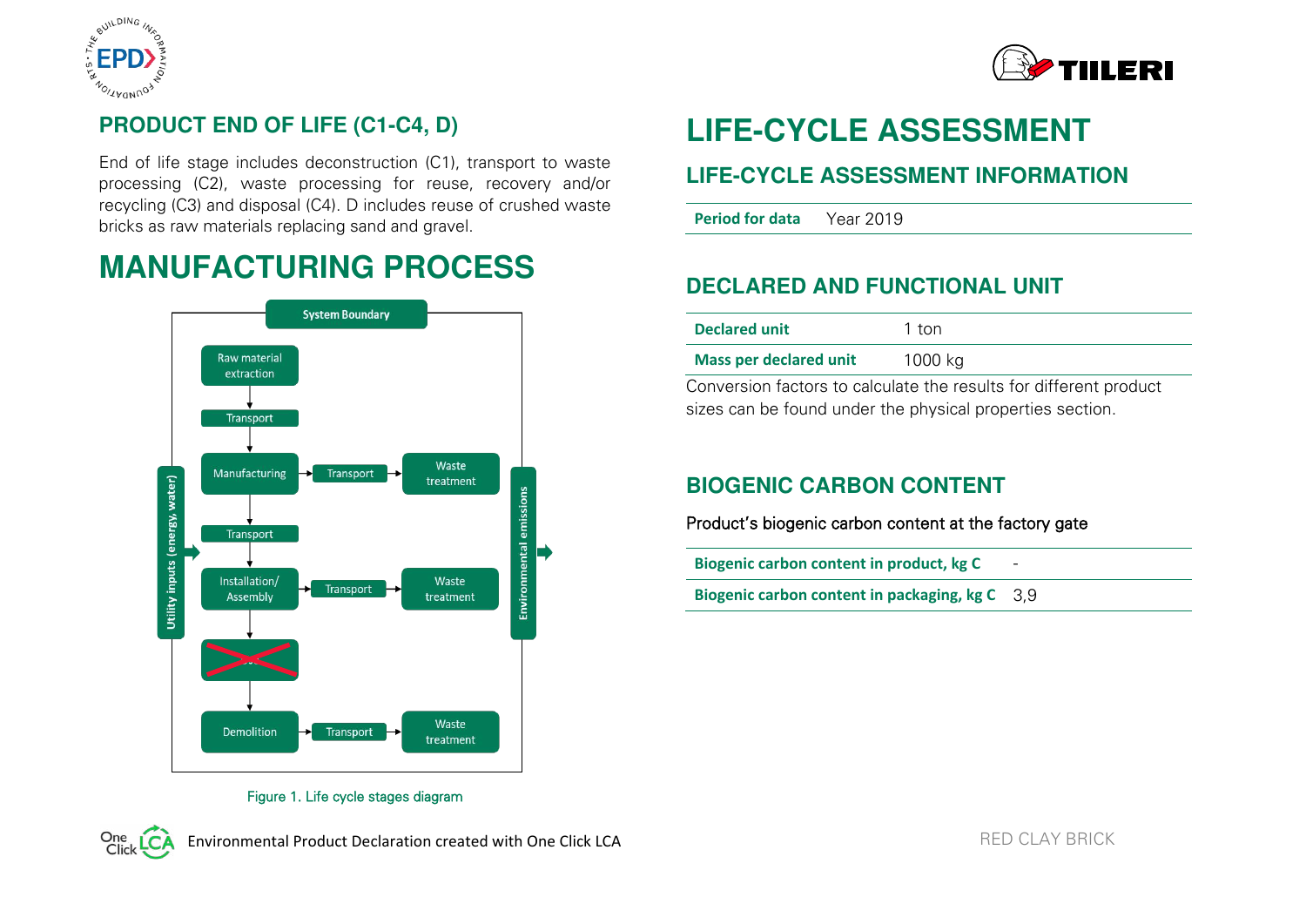## PRODUCT END OF LIFE (C1-C4, D)

End of life stage includes deconstruction (C1), transport to waste processing (C2), waste processing for reuse, recovery and/or recycling (C3) and disposal (C4). D includes reuse of crushed waste bricks as raw materials replacing sand and gravel.

# MANUFACTURING PROCESS

System Boundary

Raw material extraction → Transport → Manufacturing → Transport → Installation/Assembly → Demolition

Manufacturing → Transport → Waste treatment

Installation/Assembly → Transport → Waste treatment

Demolition → Transport → Waste treatment

Utility inputs (energy, water)

Environmental emissions

Figure 1. Life cycle stages diagram

# LIFE-CYCLE ASSESSMENT

## LIFE-CYCLE ASSESSMENT INFORMATION

| Period for data | Year 2019 |
|---|---|

## DECLARED AND FUNCTIONAL UNIT

| Declared unit | 1 ton |
|---|---|
| Mass per declared unit | 1000 kg |

Conversion factors to calculate the results for different product sizes can be found under the physical properties section.

## BIOGENIC CARBON CONTENT

Product's biogenic carbon content at the factory gate

| Biogenic carbon content in product, kg C | - |
|---|---|
| Biogenic carbon content in packaging, kg C | 3,9 |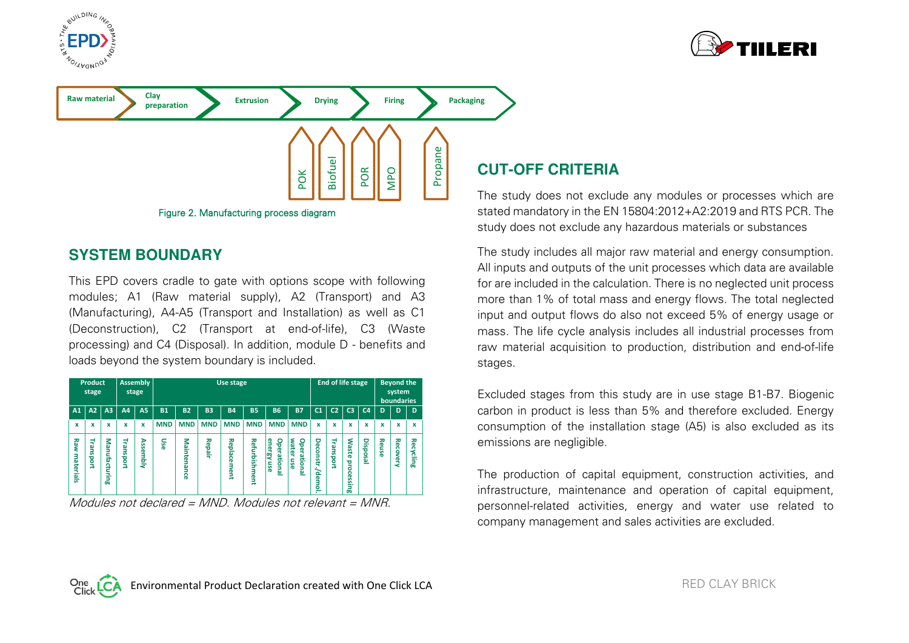Raw material → Clay preparation → Extrusion → Drying → Firing → Packaging

POK, Biofuel, POR, MPO, Propane

Figure 2. Manufacturing process diagram

## SYSTEM BOUNDARY

This EPD covers cradle to gate with options scope with following modules; A1 (Raw material supply), A2 (Transport) and A3 (Manufacturing), A4-A5 (Transport and Installation) as well as C1 (Deconstruction), C2 (Transport at end-of-life), C3 (Waste processing) and C4 (Disposal). In addition, module D - benefits and loads beyond the system boundary is included.

| Product stage | | | Assembly stage | | Use stage | | | | | | | End of life stage | | | | Beyond the system boundaries | | |
|---|---|---|---|---|---|---|---|---|---|---|---|---|---|---|---|---|---|---|
| A1 | A2 | A3 | A4 | A5 | B1 | B2 | B3 | B4 | B5 | B6 | B7 | C1 | C2 | C3 | C4 | D | D | D |
| x | x | x | x | x | MND | MND | MND | MND | MND | MND | MND | x | x | x | x | x | x | x |
| Raw materials | Transport | Manufacturing | Transport | Assembly | Use | Maintenance | Repair | Replacement | Refurbishment | Operational energy use | Operational water use | Deconstr./demol. | Transport | Waste processing | Disposal | Reuse | Recovery | Recycling |

*Modules not declared = MND. Modules not relevant = MNR.*

## CUT-OFF CRITERIA

The study does not exclude any modules or processes which are stated mandatory in the EN 15804:2012+A2:2019 and RTS PCR. The study does not exclude any hazardous materials or substances

The study includes all major raw material and energy consumption. All inputs and outputs of the unit processes which data are available for are included in the calculation. There is no neglected unit process more than 1% of total mass and energy flows. The total neglected input and output flows do also not exceed 5% of energy usage or mass. The life cycle analysis includes all industrial processes from raw material acquisition to production, distribution and end-of-life stages.

Excluded stages from this study are in use stage B1-B7. Biogenic carbon in product is less than 5% and therefore excluded. Energy consumption of the installation stage (A5) is also excluded as its emissions are negligible.

The production of capital equipment, construction activities, and infrastructure, maintenance and operation of capital equipment, personnel-related activities, energy and water use related to company management and sales activities are excluded.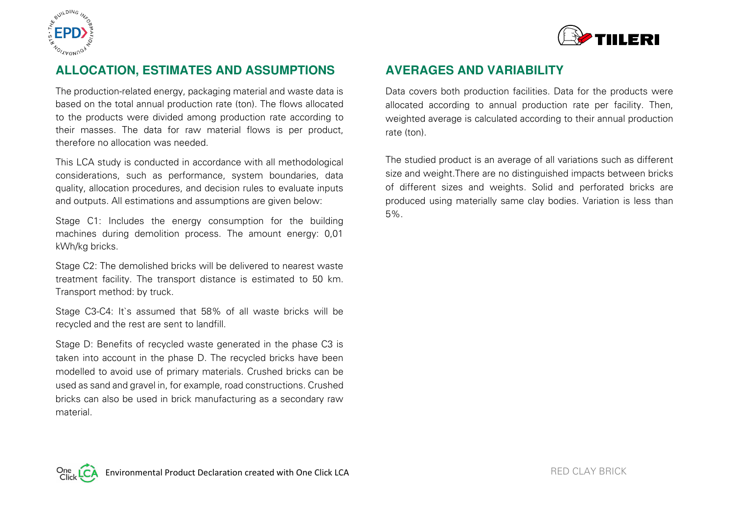## ALLOCATION, ESTIMATES AND ASSUMPTIONS

The production-related energy, packaging material and waste data is based on the total annual production rate (ton). The flows allocated to the products were divided among production rate according to their masses. The data for raw material flows is per product, therefore no allocation was needed.

This LCA study is conducted in accordance with all methodological considerations, such as performance, system boundaries, data quality, allocation procedures, and decision rules to evaluate inputs and outputs. All estimations and assumptions are given below:

Stage C1: Includes the energy consumption for the building machines during demolition process. The amount energy: 0,01 kWh/kg bricks.

Stage C2: The demolished bricks will be delivered to nearest waste treatment facility. The transport distance is estimated to 50 km. Transport method: by truck.

Stage C3-C4: It`s assumed that 58% of all waste bricks will be recycled and the rest are sent to landfill.

Stage D: Benefits of recycled waste generated in the phase C3 is taken into account in the phase D. The recycled bricks have been modelled to avoid use of primary materials. Crushed bricks can be used as sand and gravel in, for example, road constructions. Crushed bricks can also be used in brick manufacturing as a secondary raw material.

## AVERAGES AND VARIABILITY

Data covers both production facilities. Data for the products were allocated according to annual production rate per facility. Then, weighted average is calculated according to their annual production rate (ton).

The studied product is an average of all variations such as different size and weight.There are no distinguished impacts between bricks of different sizes and weights. Solid and perforated bricks are produced using materially same clay bodies. Variation is less than 5%.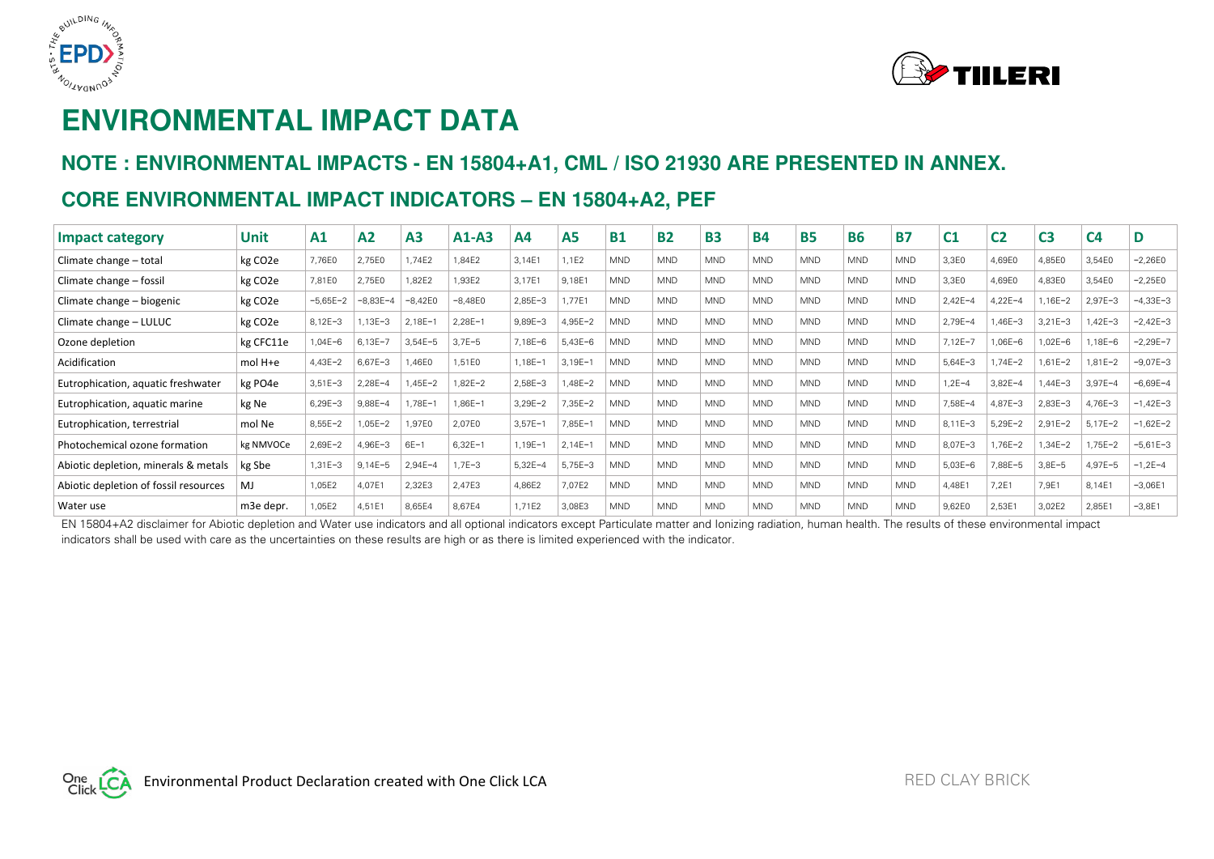# ENVIRONMENTAL IMPACT DATA

## NOTE : ENVIRONMENTAL IMPACTS - EN 15804+A1, CML / ISO 21930 ARE PRESENTED IN ANNEX.

## CORE ENVIRONMENTAL IMPACT INDICATORS – EN 15804+A2, PEF

| Impact category | Unit | A1 | A2 | A3 | A1-A3 | A4 | A5 | B1 | B2 | B3 | B4 | B5 | B6 | B7 | C1 | C2 | C3 | C4 | D |
|---|---|---|---|---|---|---|---|---|---|---|---|---|---|---|---|---|---|---|---|
| Climate change – total | kg CO2e | 7,76E0 | 2,75E0 | 1,74E2 | 1,84E2 | 3,14E1 | 1,1E2 | MND | MND | MND | MND | MND | MND | MND | 3,3E0 | 4,69E0 | 4,85E0 | 3,54E0 | −2,26E0 |
| Climate change – fossil | kg CO2e | 7,81E0 | 2,75E0 | 1,82E2 | 1,93E2 | 3,17E1 | 9,18E1 | MND | MND | MND | MND | MND | MND | MND | 3,3E0 | 4,69E0 | 4,83E0 | 3,54E0 | −2,25E0 |
| Climate change – biogenic | kg CO2e | −5,65E−2 | −8,83E−4 | −8,42E0 | −8,48E0 | 2,85E−3 | 1,77E1 | MND | MND | MND | MND | MND | MND | MND | 2,42E−4 | 4,22E−4 | 1,16E−2 | 2,97E−3 | −4,33E−3 |
| Climate change – LULUC | kg CO2e | 8,12E−3 | 1,13E−3 | 2,18E−1 | 2,28E−1 | 9,89E−3 | 4,95E−2 | MND | MND | MND | MND | MND | MND | MND | 2,79E−4 | 1,46E−3 | 3,21E−3 | 1,42E−3 | −2,42E−3 |
| Ozone depletion | kg CFC11e | 1,04E−6 | 6,13E−7 | 3,54E−5 | 3,7E−5 | 7,18E−6 | 5,43E−6 | MND | MND | MND | MND | MND | MND | MND | 7,12E−7 | 1,06E−6 | 1,02E−6 | 1,18E−6 | −2,29E−7 |
| Acidification | mol H+e | 4,43E−2 | 6,67E−3 | 1,46E0 | 1,51E0 | 1,18E−1 | 3,19E−1 | MND | MND | MND | MND | MND | MND | MND | 5,64E−3 | 1,74E−2 | 1,61E−2 | 1,81E−2 | −9,07E−3 |
| Eutrophication, aquatic freshwater | kg PO4e | 3,51E−3 | 2,28E−4 | 1,45E−2 | 1,82E−2 | 2,58E−3 | 1,48E−2 | MND | MND | MND | MND | MND | MND | MND | 1,2E−4 | 3,82E−4 | 1,44E−3 | 3,97E−4 | −6,69E−4 |
| Eutrophication, aquatic marine | kg Ne | 6,29E−3 | 9,88E−4 | 1,78E−1 | 1,86E−1 | 3,29E−2 | 7,35E−2 | MND | MND | MND | MND | MND | MND | MND | 7,58E−4 | 4,87E−3 | 2,83E−3 | 4,76E−3 | −1,42E−3 |
| Eutrophication, terrestrial | mol Ne | 8,55E−2 | 1,05E−2 | 1,97E0 | 2,07E0 | 3,57E−1 | 7,85E−1 | MND | MND | MND | MND | MND | MND | MND | 8,11E−3 | 5,29E−2 | 2,91E−2 | 5,17E−2 | −1,62E−2 |
| Photochemical ozone formation | kg NMVOCe | 2,69E−2 | 4,96E−3 | 6E−1 | 6,32E−1 | 1,19E−1 | 2,14E−1 | MND | MND | MND | MND | MND | MND | MND | 8,07E−3 | 1,76E−2 | 1,34E−2 | 1,75E−2 | −5,61E−3 |
| Abiotic depletion, minerals & metals | kg Sbe | 1,31E−3 | 9,14E−5 | 2,94E−4 | 1,7E−3 | 5,32E−4 | 5,75E−3 | MND | MND | MND | MND | MND | MND | MND | 5,03E−6 | 7,88E−5 | 3,8E−5 | 4,97E−5 | −1,2E−4 |
| Abiotic depletion of fossil resources | MJ | 1,05E2 | 4,07E1 | 2,32E3 | 2,47E3 | 4,86E2 | 7,07E2 | MND | MND | MND | MND | MND | MND | MND | 4,48E1 | 7,2E1 | 7,9E1 | 8,14E1 | −3,06E1 |
| Water use | m3e depr. | 1,05E2 | 4,51E1 | 8,65E4 | 8,67E4 | 1,71E2 | 3,08E3 | MND | MND | MND | MND | MND | MND | MND | 9,62E0 | 2,53E1 | 3,02E2 | 2,85E1 | −3,8E1 |

EN 15804+A2 disclaimer for Abiotic depletion and Water use indicators and all optional indicators except Particulate matter and Ionizing radiation, human health. The results of these environmental impact indicators shall be used with care as the uncertainties on these results are high or as there is limited experienced with the indicator.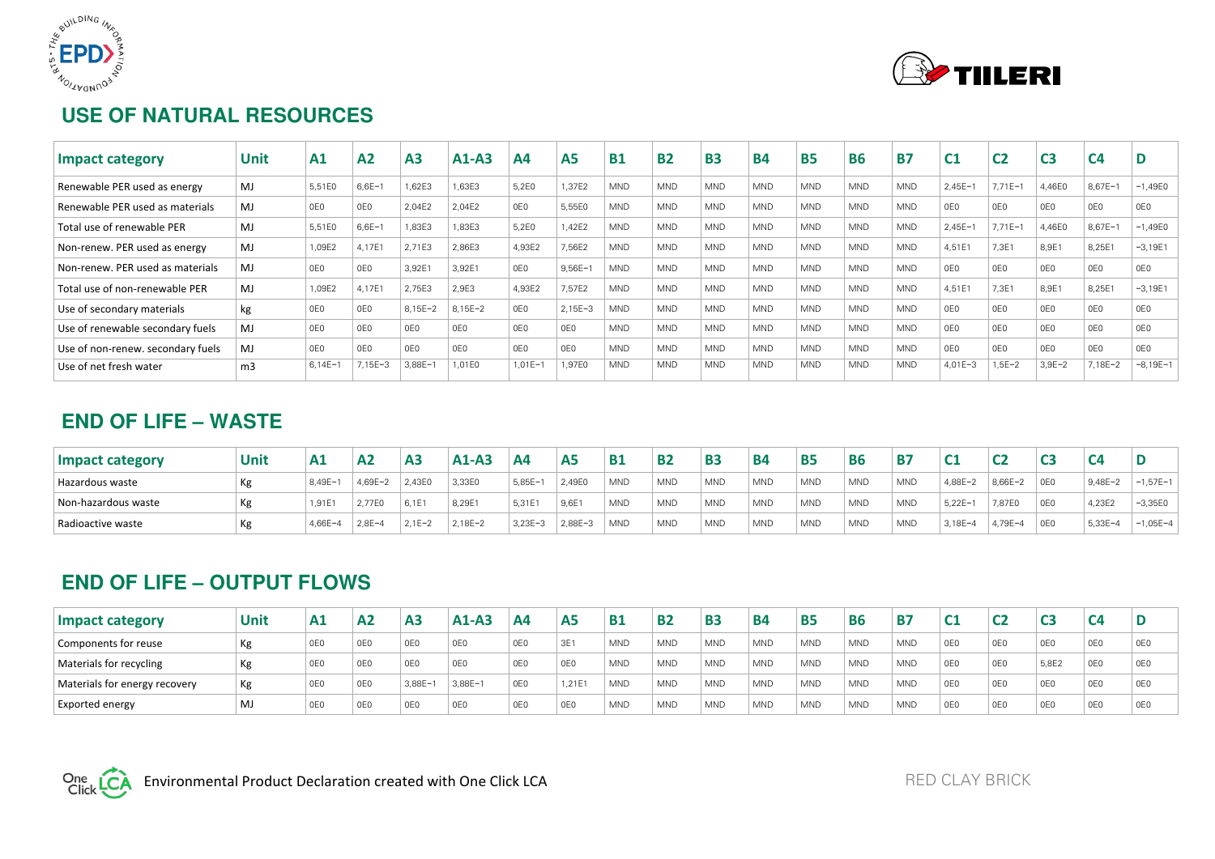## USE OF NATURAL RESOURCES

| Impact category | Unit | A1 | A2 | A3 | A1-A3 | A4 | A5 | B1 | B2 | B3 | B4 | B5 | B6 | B7 | C1 | C2 | C3 | C4 | D |
|---|---|---|---|---|---|---|---|---|---|---|---|---|---|---|---|---|---|---|---|
| Renewable PER used as energy | MJ | 5,51E0 | 6,6E−1 | 1,62E3 | 1,63E3 | 5,2E0 | 1,37E2 | MND | MND | MND | MND | MND | MND | MND | 2,45E−1 | 7,71E−1 | 4,46E0 | 8,67E−1 | −1,49E0 |
| Renewable PER used as materials | MJ | 0E0 | 0E0 | 2,04E2 | 2,04E2 | 0E0 | 5,55E0 | MND | MND | MND | MND | MND | MND | MND | 0E0 | 0E0 | 0E0 | 0E0 | 0E0 |
| Total use of renewable PER | MJ | 5,51E0 | 6,6E−1 | 1,83E3 | 1,83E3 | 5,2E0 | 1,42E2 | MND | MND | MND | MND | MND | MND | MND | 2,45E−1 | 7,71E−1 | 4,46E0 | 8,67E−1 | −1,49E0 |
| Non-renew. PER used as energy | MJ | 1,09E2 | 4,17E1 | 2,71E3 | 2,86E3 | 4,93E2 | 7,56E2 | MND | MND | MND | MND | MND | MND | MND | 4,51E1 | 7,3E1 | 8,9E1 | 8,25E1 | −3,19E1 |
| Non-renew. PER used as materials | MJ | 0E0 | 0E0 | 3,92E1 | 3,92E1 | 0E0 | 9,56E−1 | MND | MND | MND | MND | MND | MND | MND | 0E0 | 0E0 | 0E0 | 0E0 | 0E0 |
| Total use of non-renewable PER | MJ | 1,09E2 | 4,17E1 | 2,75E3 | 2,9E3 | 4,93E2 | 7,57E2 | MND | MND | MND | MND | MND | MND | MND | 4,51E1 | 7,3E1 | 8,9E1 | 8,25E1 | −3,19E1 |
| Use of secondary materials | kg | 0E0 | 0E0 | 8,15E−2 | 8,15E−2 | 0E0 | 2,15E−3 | MND | MND | MND | MND | MND | MND | MND | 0E0 | 0E0 | 0E0 | 0E0 | 0E0 |
| Use of renewable secondary fuels | MJ | 0E0 | 0E0 | 0E0 | 0E0 | 0E0 | 0E0 | MND | MND | MND | MND | MND | MND | MND | 0E0 | 0E0 | 0E0 | 0E0 | 0E0 |
| Use of non-renew. secondary fuels | MJ | 0E0 | 0E0 | 0E0 | 0E0 | 0E0 | 0E0 | MND | MND | MND | MND | MND | MND | MND | 0E0 | 0E0 | 0E0 | 0E0 | 0E0 |
| Use of net fresh water | m3 | 6,14E−1 | 7,15E−3 | 3,88E−1 | 1,01E0 | 1,01E−1 | 1,97E0 | MND | MND | MND | MND | MND | MND | MND | 4,01E−3 | 1,5E−2 | 3,9E−2 | 7,18E−2 | −8,19E−1 |

## END OF LIFE – WASTE

| Impact category | Unit | A1 | A2 | A3 | A1-A3 | A4 | A5 | B1 | B2 | B3 | B4 | B5 | B6 | B7 | C1 | C2 | C3 | C4 | D |
|---|---|---|---|---|---|---|---|---|---|---|---|---|---|---|---|---|---|---|---|
| Hazardous waste | Kg | 8,49E−1 | 4,69E−2 | 2,43E0 | 3,33E0 | 5,85E−1 | 2,49E0 | MND | MND | MND | MND | MND | MND | MND | 4,88E−2 | 8,66E−2 | 0E0 | 9,48E−2 | −1,57E−1 |
| Non-hazardous waste | Kg | 1,91E1 | 2,77E0 | 6,1E1 | 8,29E1 | 5,31E1 | 9,6E1 | MND | MND | MND | MND | MND | MND | MND | 5,22E−1 | 7,87E0 | 0E0 | 4,23E2 | −3,35E0 |
| Radioactive waste | Kg | 4,66E−4 | 2,8E−4 | 2,1E−2 | 2,18E−2 | 3,23E−3 | 2,88E−3 | MND | MND | MND | MND | MND | MND | MND | 3,18E−4 | 4,79E−4 | 0E0 | 5,33E−4 | −1,05E−4 |

## END OF LIFE – OUTPUT FLOWS

| Impact category | Unit | A1 | A2 | A3 | A1-A3 | A4 | A5 | B1 | B2 | B3 | B4 | B5 | B6 | B7 | C1 | C2 | C3 | C4 | D |
|---|---|---|---|---|---|---|---|---|---|---|---|---|---|---|---|---|---|---|---|
| Components for reuse | Kg | 0E0 | 0E0 | 0E0 | 0E0 | 0E0 | 3E1 | MND | MND | MND | MND | MND | MND | MND | 0E0 | 0E0 | 0E0 | 0E0 | 0E0 |
| Materials for recycling | Kg | 0E0 | 0E0 | 0E0 | 0E0 | 0E0 | 0E0 | MND | MND | MND | MND | MND | MND | MND | 0E0 | 0E0 | 5,8E2 | 0E0 | 0E0 |
| Materials for energy recovery | Kg | 0E0 | 0E0 | 3,88E−1 | 3,88E−1 | 0E0 | 1,21E1 | MND | MND | MND | MND | MND | MND | MND | 0E0 | 0E0 | 0E0 | 0E0 | 0E0 |
| Exported energy | MJ | 0E0 | 0E0 | 0E0 | 0E0 | 0E0 | 0E0 | MND | MND | MND | MND | MND | MND | MND | 0E0 | 0E0 | 0E0 | 0E0 | 0E0 |

Environmental Product Declaration created with One Click LCA

RED CLAY BRICK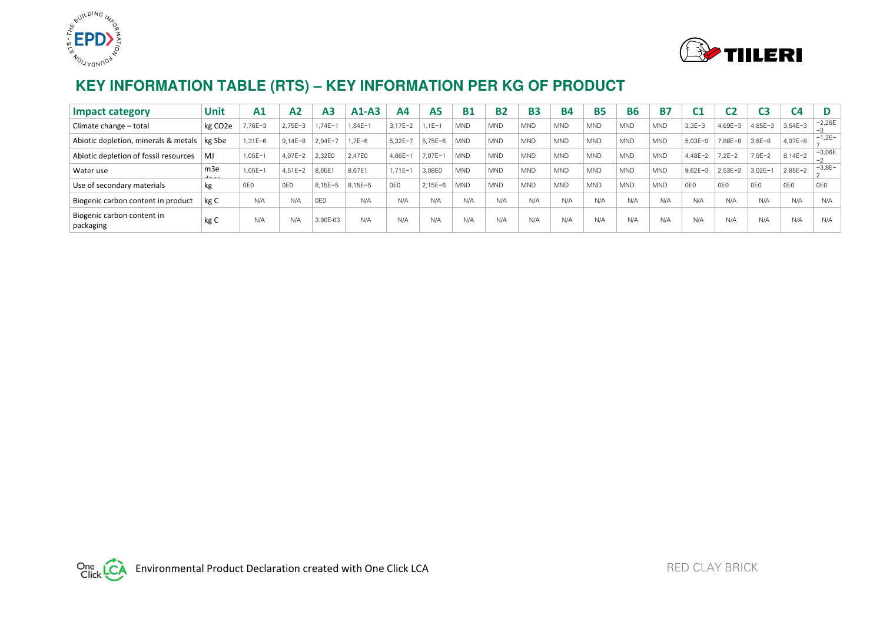## KEY INFORMATION TABLE (RTS) – KEY INFORMATION PER KG OF PRODUCT

| Impact category | Unit | A1 | A2 | A3 | A1-A3 | A4 | A5 | B1 | B2 | B3 | B4 | B5 | B6 | B7 | C1 | C2 | C3 | C4 | D |
|---|---|---|---|---|---|---|---|---|---|---|---|---|---|---|---|---|---|---|---|
| Climate change – total | kg $CO_2e$ | 7,76E−3 | 2,75E−3 | 1,74E−1 | 1,84E−1 | 3,17E−2 | 1,1E−1 | MND | MND | MND | MND | MND | MND | MND | 3,3E−3 | 4,69E−3 | 4,85E−3 | 3,54E−3 | −2,26E−3 |
| Abiotic depletion, minerals & metals | kg Sbe | 1,31E−6 | 9,14E−8 | 2,94E−7 | 1,7E−6 | 5,32E−7 | 5,75E−6 | MND | MND | MND | MND | MND | MND | MND | 5,03E−9 | 7,88E−8 | 3,8E−8 | 4,97E−8 | −1,2E−7 |
| Abiotic depletion of fossil resources | MJ | 1,05E−1 | 4,07E−2 | 2,32E0 | 2,47E0 | 4,86E−1 | 7,07E−1 | MND | MND | MND | MND | MND | MND | MND | 4,48E−2 | 7,2E−2 | 7,9E−2 | 8,14E−2 | −3,06E−2 |
| Water use | m3e depr. | 1,05E−1 | 4,51E−2 | 8,65E1 | 8,67E1 | 1,71E−1 | 3,08E0 | MND | MND | MND | MND | MND | MND | MND | 9,62E−3 | 2,53E−2 | 3,02E−1 | 2,85E−2 | −3,8E−2 |
| Use of secondary materials | kg | 0E0 | 0E0 | 8,15E−5 | 8,15E−5 | 0E0 | 2,15E−6 | MND | MND | MND | MND | MND | MND | MND | 0E0 | 0E0 | 0E0 | 0E0 | 0E0 |
| Biogenic carbon content in product | kg C | N/A | N/A | 0E0 | N/A | N/A | N/A | N/A | N/A | N/A | N/A | N/A | N/A | N/A | N/A | N/A | N/A | N/A | N/A |
| Biogenic carbon content in packaging | kg C | N/A | N/A | 3.90E-03 | N/A | N/A | N/A | N/A | N/A | N/A | N/A | N/A | N/A | N/A | N/A | N/A | N/A | N/A | N/A |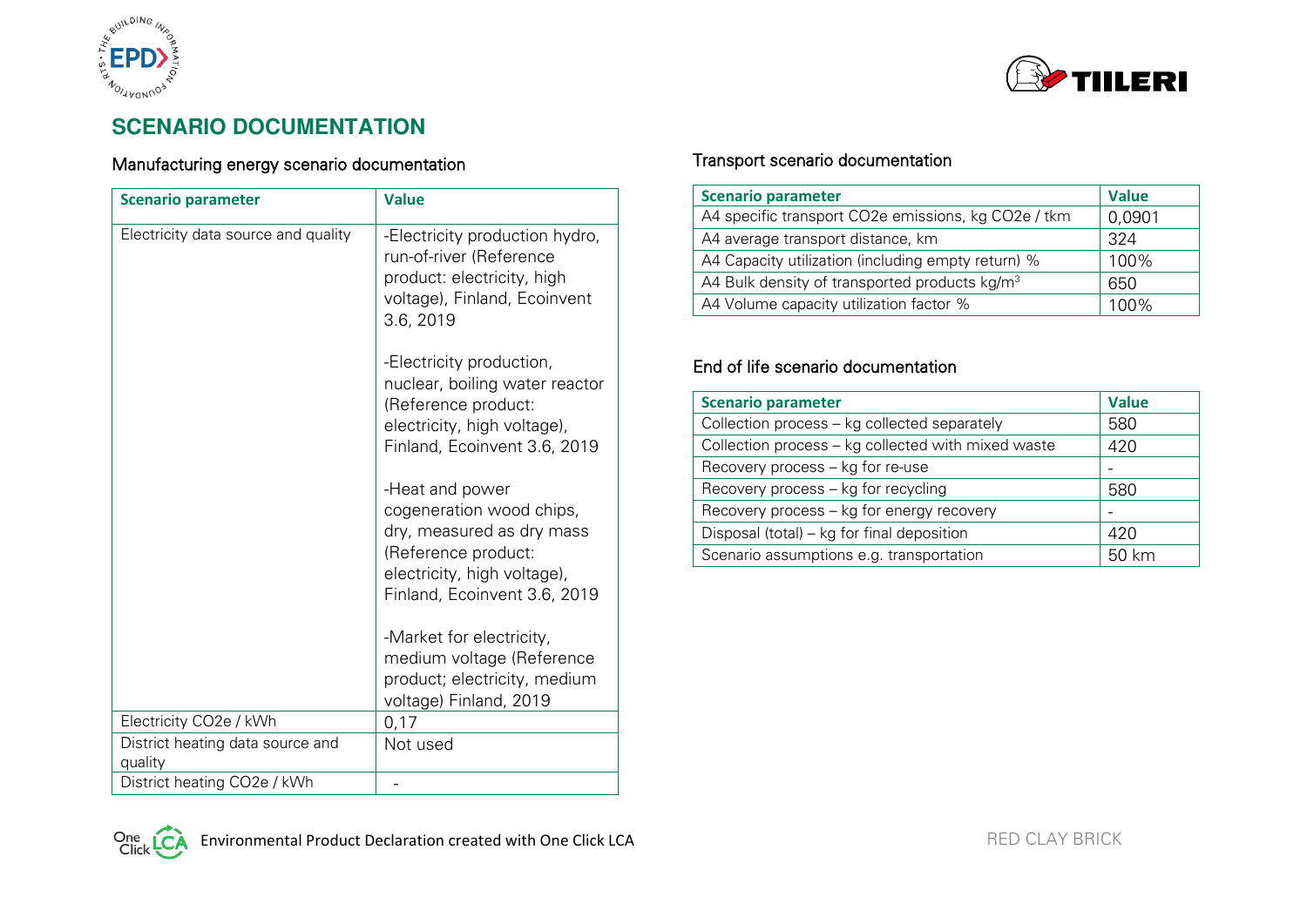## SCENARIO DOCUMENTATION

### Manufacturing energy scenario documentation

| Scenario parameter | Value |
|---|---|
| Electricity data source and quality | -Electricity production hydro, run-of-river (Reference product: electricity, high voltage), Finland, Ecoinvent 3.6, 2019<br><br>-Electricity production, nuclear, boiling water reactor (Reference product: electricity, high voltage), Finland, Ecoinvent 3.6, 2019<br><br>-Heat and power cogeneration wood chips, dry, measured as dry mass (Reference product: electricity, high voltage), Finland, Ecoinvent 3.6, 2019<br><br>-Market for electricity, medium voltage (Reference product; electricity, medium voltage) Finland, 2019 |
| Electricity CO2e / kWh | 0,17 |
| District heating data source and quality | Not used |
| District heating CO2e / kWh | - |

### Transport scenario documentation

| Scenario parameter | Value |
|---|---|
| A4 specific transport CO2e emissions, kg CO2e / tkm | 0,0901 |
| A4 average transport distance, km | 324 |
| A4 Capacity utilization (including empty return) % | 100% |
| A4 Bulk density of transported products kg/m$^3$ | 650 |
| A4 Volume capacity utilization factor % | 100% |

### End of life scenario documentation

| Scenario parameter | Value |
|---|---|
| Collection process – kg collected separately | 580 |
| Collection process – kg collected with mixed waste | 420 |
| Recovery process – kg for re-use | - |
| Recovery process – kg for recycling | 580 |
| Recovery process – kg for energy recovery | - |
| Disposal (total) – kg for final deposition | 420 |
| Scenario assumptions e.g. transportation | 50 km |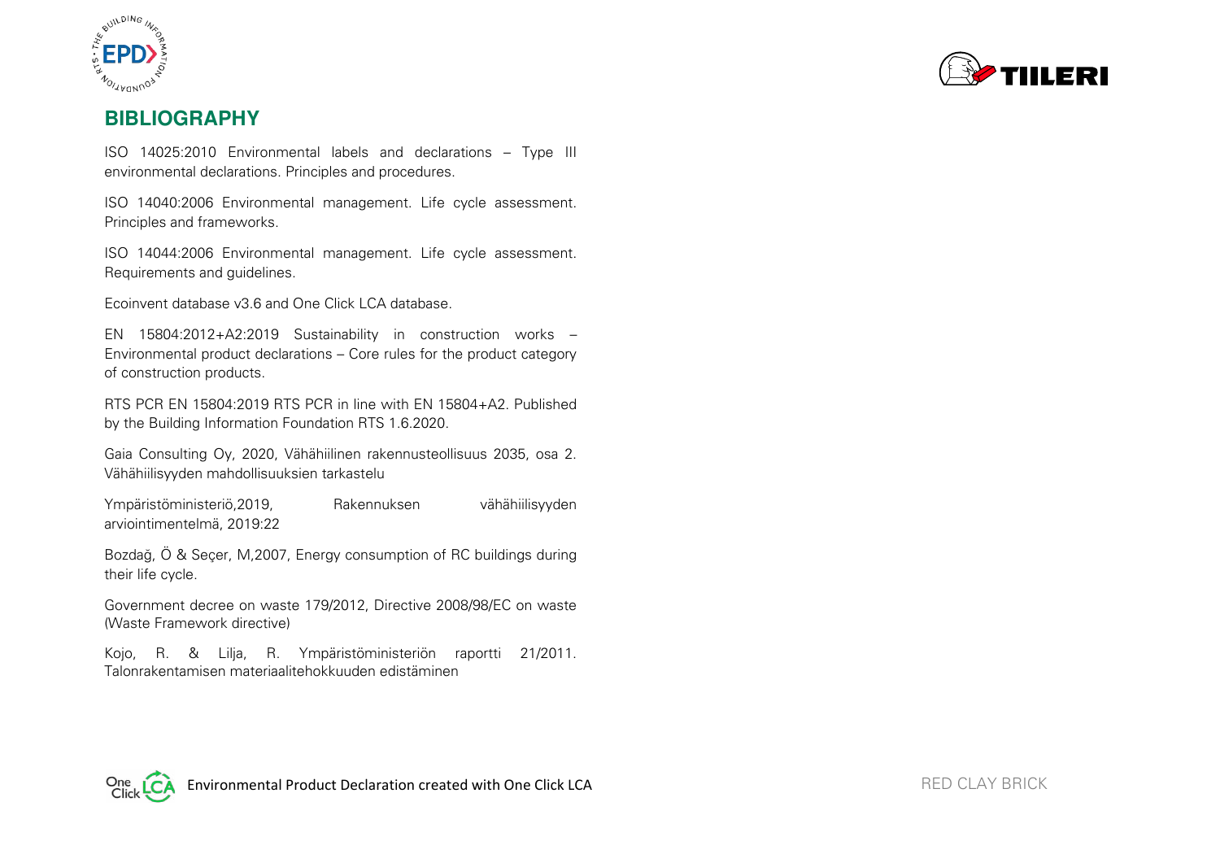## BIBLIOGRAPHY

ISO 14025:2010 Environmental labels and declarations – Type III environmental declarations. Principles and procedures.

ISO 14040:2006 Environmental management. Life cycle assessment. Principles and frameworks.

ISO 14044:2006 Environmental management. Life cycle assessment. Requirements and guidelines.

Ecoinvent database v3.6 and One Click LCA database.

EN 15804:2012+A2:2019 Sustainability in construction works – Environmental product declarations – Core rules for the product category of construction products.

RTS PCR EN 15804:2019 RTS PCR in line with EN 15804+A2. Published by the Building Information Foundation RTS 1.6.2020.

Gaia Consulting Oy, 2020, Vähähiilinen rakennusteollisuus 2035, osa 2. Vähähiilisyyden mahdollisuuksien tarkastelu

Ympäristöministeriö,2019, Rakennuksen vähähiilisyyden arviointimentelmä, 2019:22

Bozdağ, Ö & Seçer, M,2007, Energy consumption of RC buildings during their life cycle.

Government decree on waste 179/2012, Directive 2008/98/EC on waste (Waste Framework directive)

Kojo, R. & Lilja, R. Ympäristöministeriön raportti 21/2011. Talonrakentamisen materiaalitehokkuuden edistäminen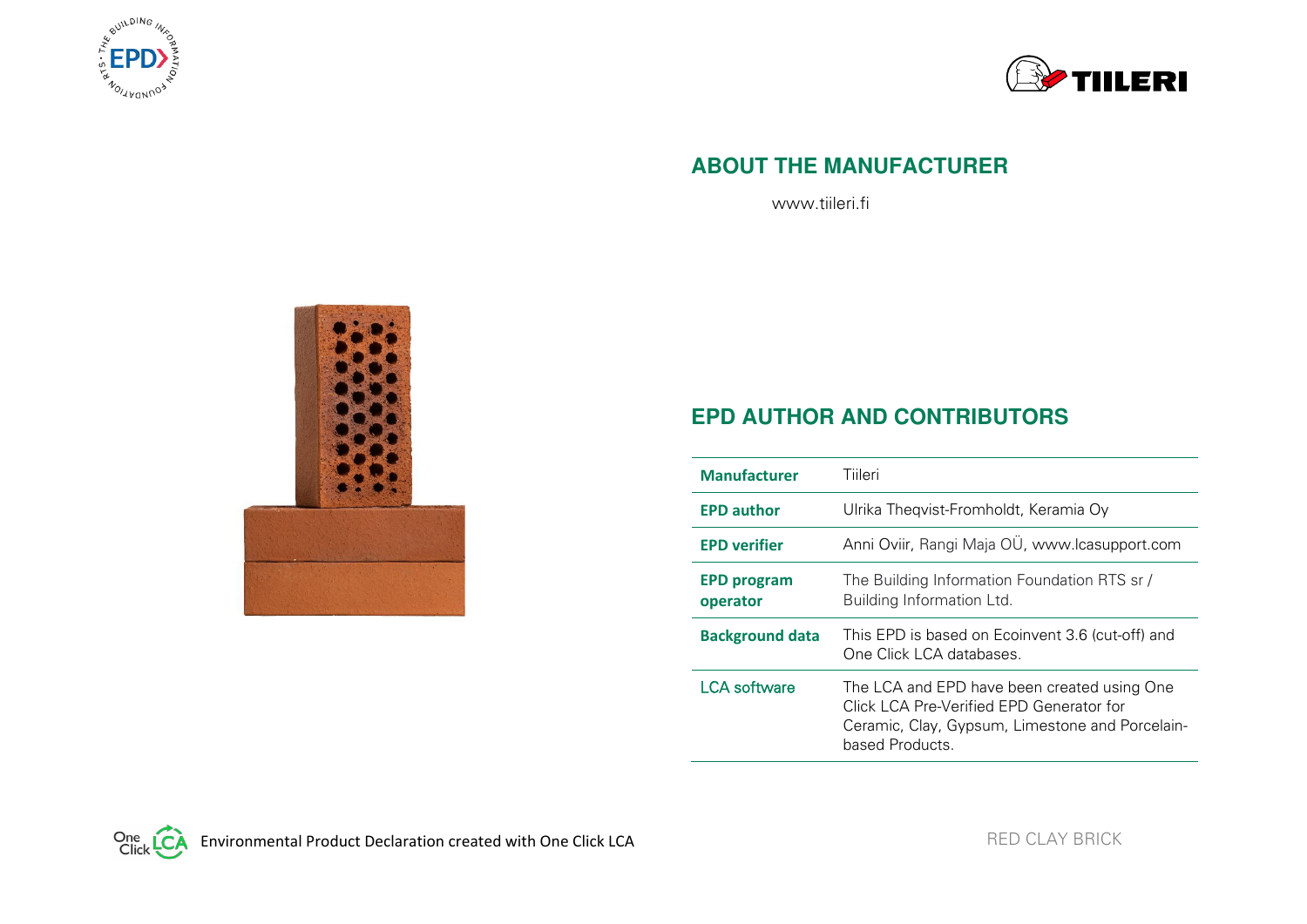## ABOUT THE MANUFACTURER

www.tiileri.fi

## EPD AUTHOR AND CONTRIBUTORS

| | |
|---|---|
| **Manufacturer** | Tiileri |
| **EPD author** | Ulrika Theqvist-Fromholdt, Keramia Oy |
| **EPD verifier** | Anni Oviir, Rangi Maja OÜ, www.lcasupport.com |
| **EPD program operator** | The Building Information Foundation RTS sr / Building Information Ltd. |
| **Background data** | This EPD is based on Ecoinvent 3.6 (cut-off) and One Click LCA databases. |
| LCA software | The LCA and EPD have been created using One Click LCA Pre-Verified EPD Generator for Ceramic, Clay, Gypsum, Limestone and Porcelain-based Products. |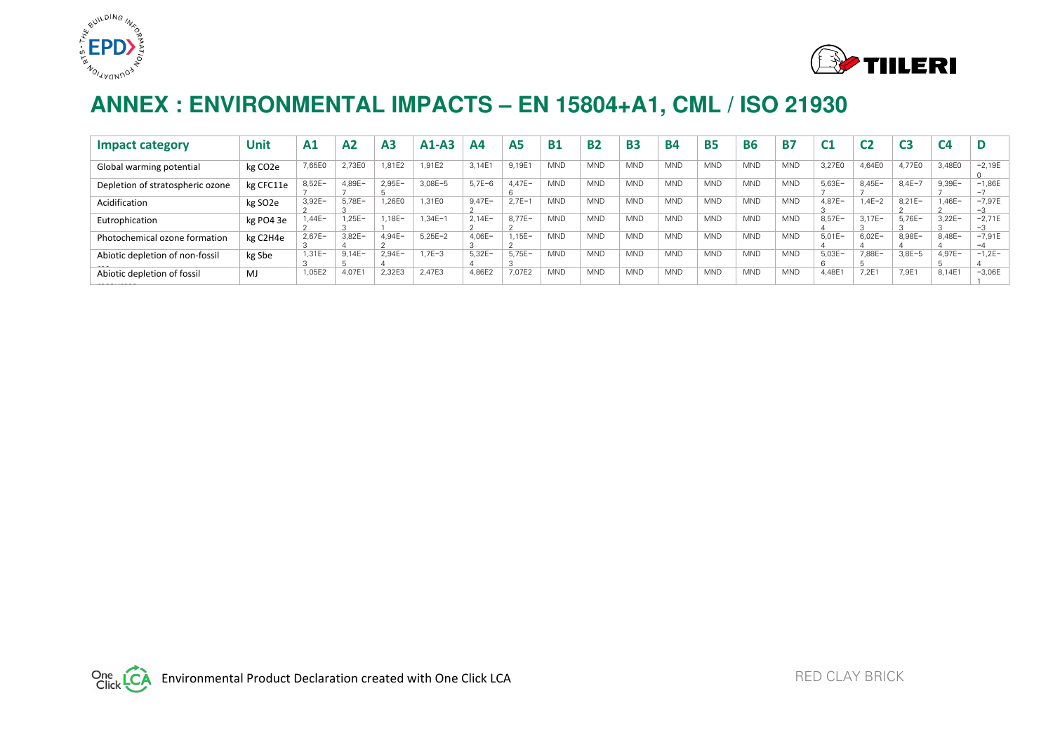# ANNEX : ENVIRONMENTAL IMPACTS – EN 15804+A1, CML / ISO 21930

| Impact category | Unit | A1 | A2 | A3 | A1-A3 | A4 | A5 | B1 | B2 | B3 | B4 | B5 | B6 | B7 | C1 | C2 | C3 | C4 | D |
|---|---|---|---|---|---|---|---|---|---|---|---|---|---|---|---|---|---|---|---|
| Global warming potential | kg $CO_2e$ | 7,65E0 | 2,73E0 | 1,81E2 | 1,91E2 | 3,14E1 | 9,19E1 | MND | MND | MND | MND | MND | MND | MND | 3,27E0 | 4,64E0 | 4,77E0 | 3,48E0 | −2,19E0 |
| Depletion of stratospheric ozone | kg CFC11e | 8,52E−7 | 4,89E−7 | 2,95E−5 | 3,08E−5 | 5,7E−6 | 4,47E−6 | MND | MND | MND | MND | MND | MND | MND | 5,63E−7 | 8,45E−7 | 8,4E−7 | 9,39E−7 | −1,86E−7 |
| Acidification | kg $SO_2e$ | 3,92E−2 | 5,78E−3 | 1,26E0 | 1,31E0 | 9,47E−2 | 2,7E−1 | MND | MND | MND | MND | MND | MND | MND | 4,87E−3 | 1,4E−2 | 8,21E−2 | 1,46E−2 | −7,97E−3 |
| Eutrophication | kg $PO_4$ 3e | 1,44E−2 | 1,25E−3 | 1,18E−1 | 1,34E−1 | 2,14E−2 | 8,77E−2 | MND | MND | MND | MND | MND | MND | MND | 8,57E−4 | 3,17E−3 | 5,76E−3 | 3,22E−3 | −2,71E−3 |
| Photochemical ozone formation | kg $C_2H_4e$ | 2,67E−3 | 3,82E−4 | 4,94E−2 | 5,25E−2 | 4,06E−3 | 1,15E−2 | MND | MND | MND | MND | MND | MND | MND | 5,01E−4 | 6,02E−4 | 8,98E−4 | 8,48E−4 | −7,91E−4 |
| Abiotic depletion of non-fossil ... | kg Sbe | 1,31E−3 | 9,14E−5 | 2,94E−4 | 1,7E−3 | 5,32E−4 | 5,75E−3 | MND | MND | MND | MND | MND | MND | MND | 5,03E−6 | 7,88E−5 | 3,8E−5 | 4,97E−5 | −1,2E−4 |
| Abiotic depletion of fossil ... | MJ | 1,05E2 | 4,07E1 | 2,32E3 | 2,47E3 | 4,86E2 | 7,07E2 | MND | MND | MND | MND | MND | MND | MND | 4,48E1 | 7,2E1 | 7,9E1 | 8,14E1 | −3,06E1 |

Environmental Product Declaration created with One Click LCA

RED CLAY BRICK